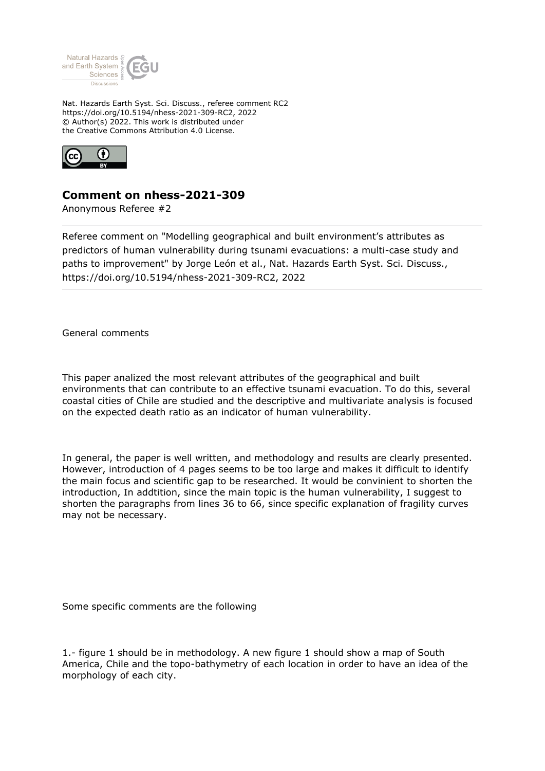Nat. Hazards Earth Syst. Sci. Discuss., referee comment RC2
https://doi.org/10.5194/nhess-2021-309-RC2, 2022
© Author(s) 2022. This work is distributed under
the Creative Commons Attribution 4.0 License.

## Comment on nhess-2021-309

Anonymous Referee #2

Referee comment on "Modelling geographical and built environment's attributes as predictors of human vulnerability during tsunami evacuations: a multi-case study and paths to improvement" by Jorge León et al., Nat. Hazards Earth Syst. Sci. Discuss., https://doi.org/10.5194/nhess-2021-309-RC2, 2022

General comments

This paper analized the most relevant attributes of the geographical and built environments that can contribute to an effective tsunami evacuation. To do this, several coastal cities of Chile are studied and the descriptive and multivariate analysis is focused on the expected death ratio as an indicator of human vulnerability.

In general, the paper is well written, and methodology and results are clearly presented. However, introduction of 4 pages seems to be too large and makes it difficult to identify the main focus and scientific gap to be researched. It would be convinient to shorten the introduction, In addtition, since the main topic is the human vulnerability, I suggest to shorten the paragraphs from lines 36 to 66, since specific explanation of fragility curves may not be necessary.

Some specific comments are the following

1.- figure 1 should be in methodology. A new figure 1 should show a map of South America, Chile and the topo-bathymetry of each location in order to have an idea of the morphology of each city.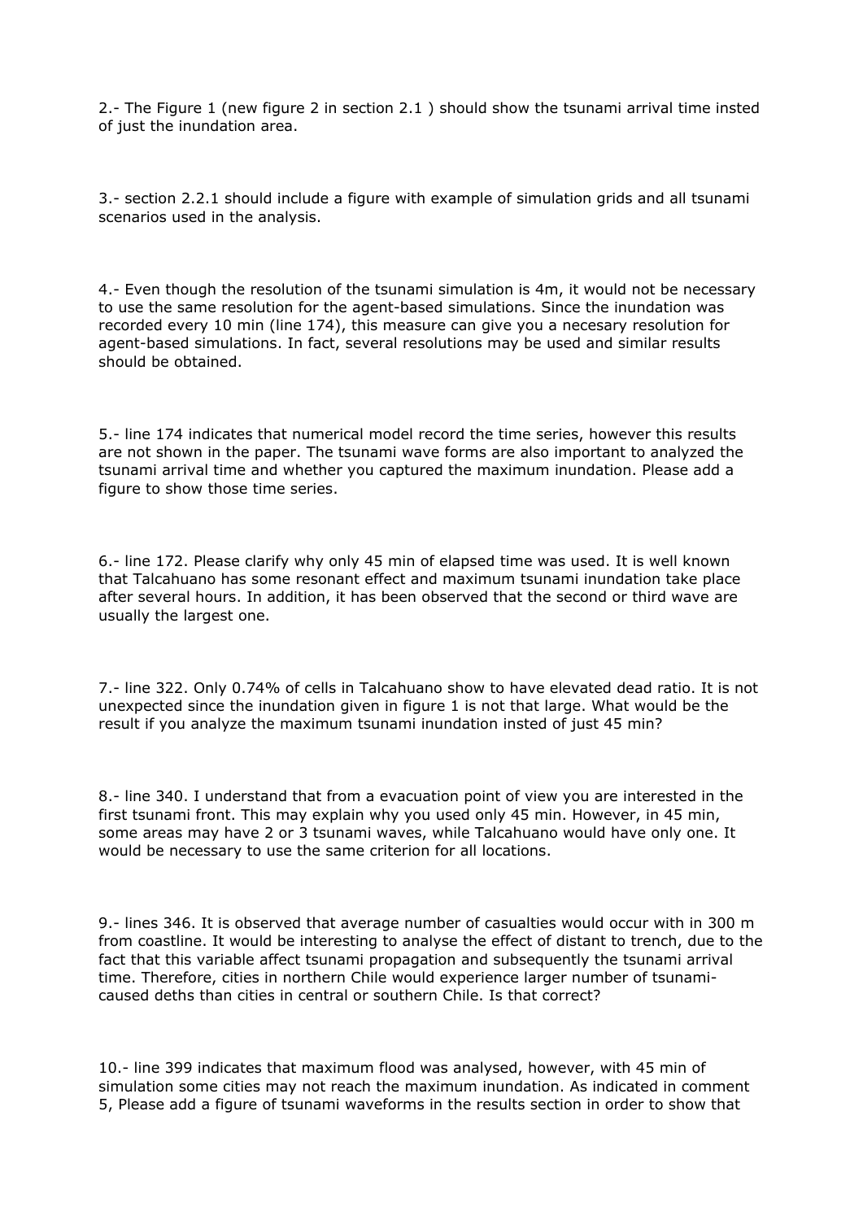2.- The Figure 1 (new figure 2 in section 2.1 ) should show the tsunami arrival time insted of just the inundation area.

3.- section 2.2.1 should include a figure with example of simulation grids and all tsunami scenarios used in the analysis.

4.- Even though the resolution of the tsunami simulation is 4m, it would not be necessary to use the same resolution for the agent-based simulations. Since the inundation was recorded every 10 min (line 174), this measure can give you a necesary resolution for agent-based simulations. In fact, several resolutions may be used and similar results should be obtained.

5.- line 174 indicates that numerical model record the time series, however this results are not shown in the paper. The tsunami wave forms are also important to analyzed the tsunami arrival time and whether you captured the maximum inundation. Please add a figure to show those time series.

6.- line 172. Please clarify why only 45 min of elapsed time was used. It is well known that Talcahuano has some resonant effect and maximum tsunami inundation take place after several hours. In addition, it has been observed that the second or third wave are usually the largest one.

7.- line 322. Only 0.74% of cells in Talcahuano show to have elevated dead ratio. It is not unexpected since the inundation given in figure 1 is not that large. What would be the result if you analyze the maximum tsunami inundation insted of just 45 min?

8.- line 340. I understand that from a evacuation point of view you are interested in the first tsunami front. This may explain why you used only 45 min. However, in 45 min, some areas may have 2 or 3 tsunami waves, while Talcahuano would have only one. It would be necessary to use the same criterion for all locations.

9.- lines 346. It is observed that average number of casualties would occur with in 300 m from coastline. It would be interesting to analyse the effect of distant to trench, due to the fact that this variable affect tsunami propagation and subsequently the tsunami arrival time. Therefore, cities in northern Chile would experience larger number of tsunami-caused deths than cities in central or southern Chile. Is that correct?

10.- line 399 indicates that maximum flood was analysed, however, with 45 min of simulation some cities may not reach the maximum inundation. As indicated in comment 5, Please add a figure of tsunami waveforms in the results section in order to show that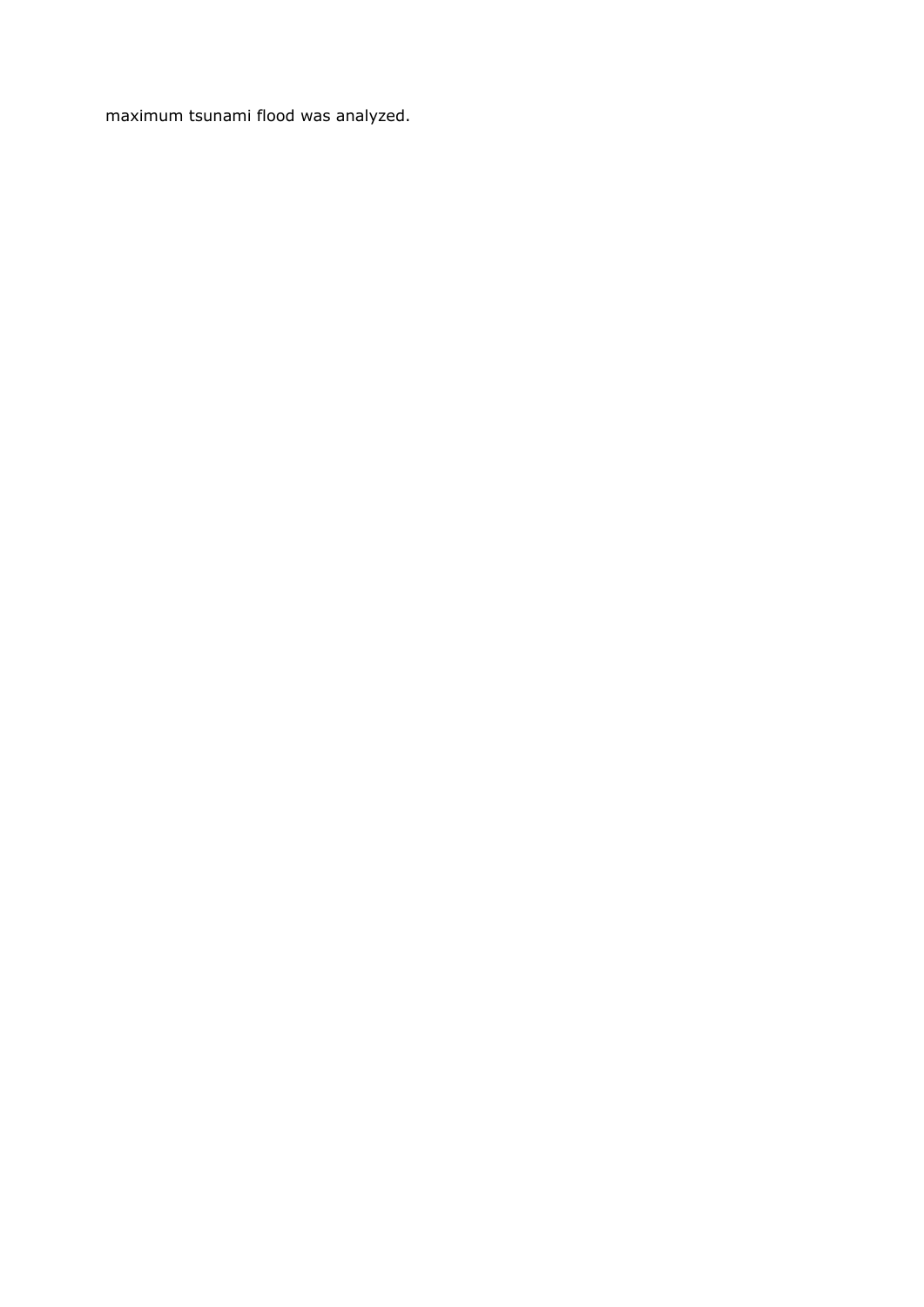maximum tsunami flood was analyzed.